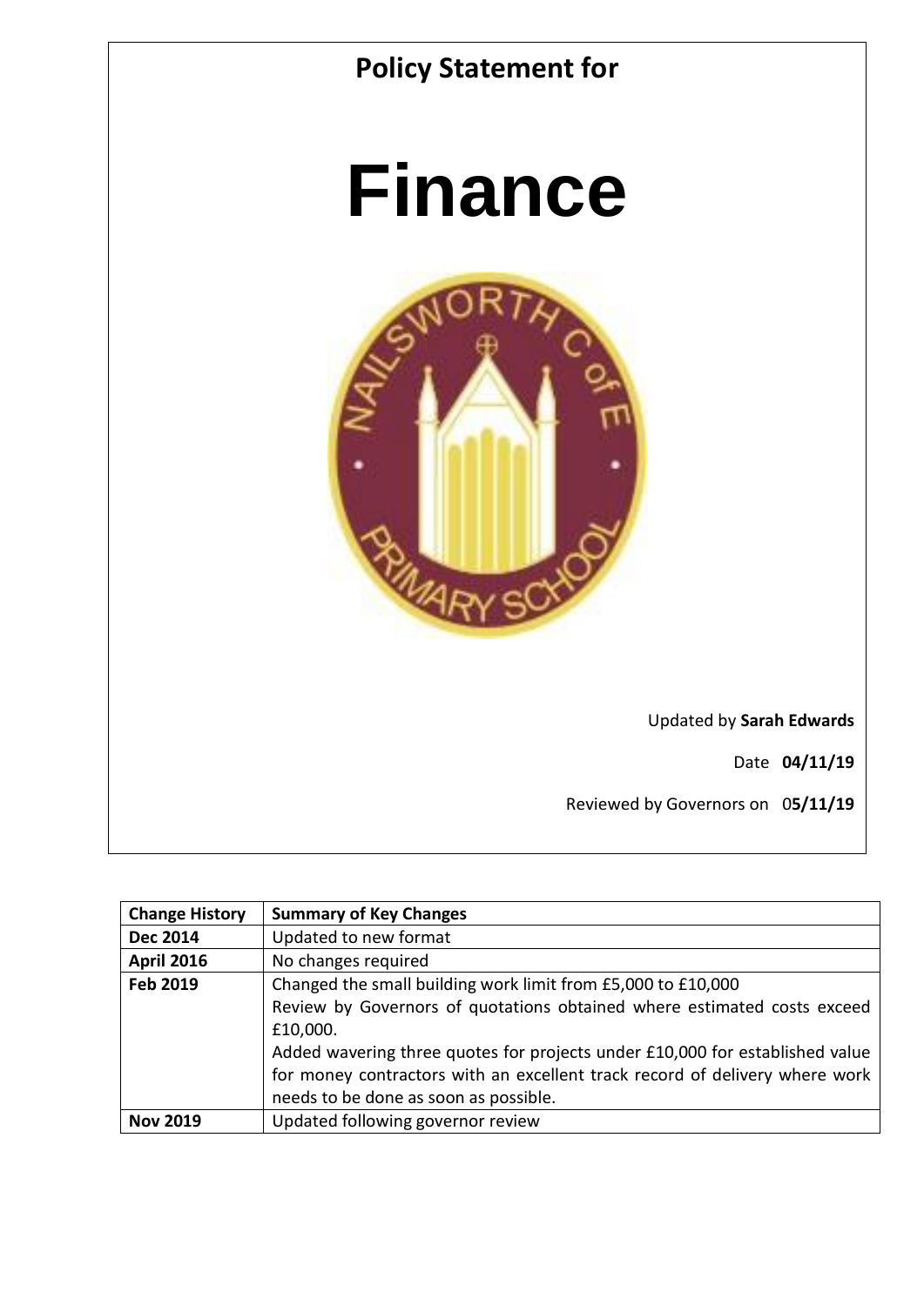# Policy Statement for

# Finance

Updated by **Sarah Edwards**

Date **04/11/19**

Reviewed by Governors on 0**5/11/19**

| Change History | Summary of Key Changes |
|---|---|
| **Dec 2014** | Updated to new format |
| **April 2016** | No changes required |
| **Feb 2019** | Changed the small building work limit from £5,000 to £10,000<br>Review by Governors of quotations obtained where estimated costs exceed £10,000.<br>Added wavering three quotes for projects under £10,000 for established value for money contractors with an excellent track record of delivery where work needs to be done as soon as possible. |
| **Nov 2019** | Updated following governor review |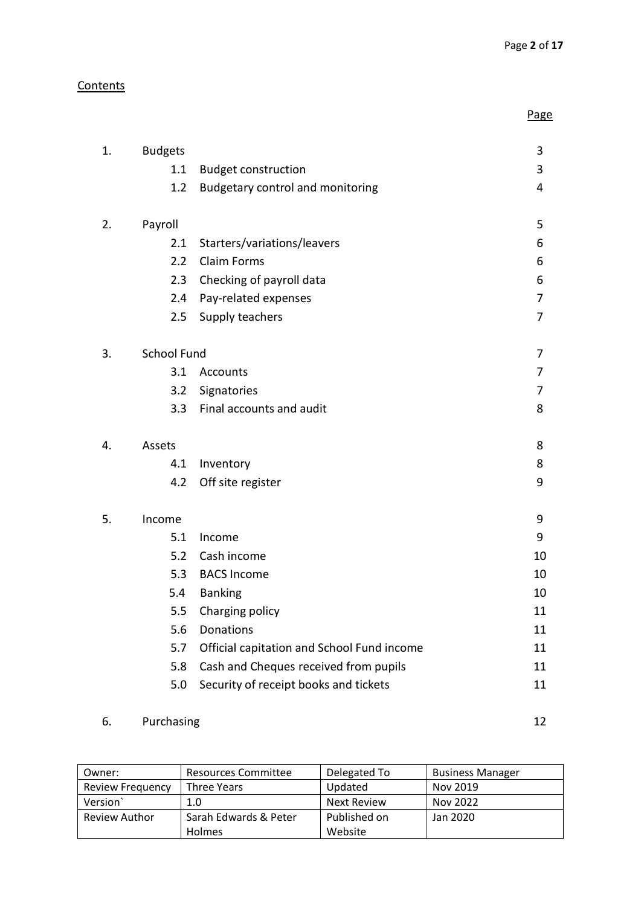Contents

| | | | Page |
|---|---|---|---|
| 1. | Budgets | | 3 |
| | 1.1 | Budget construction | 3 |
| | 1.2 | Budgetary control and monitoring | 4 |
| 2. | Payroll | | 5 |
| | 2.1 | Starters/variations/leavers | 6 |
| | 2.2 | Claim Forms | 6 |
| | 2.3 | Checking of payroll data | 6 |
| | 2.4 | Pay-related expenses | 7 |
| | 2.5 | Supply teachers | 7 |
| 3. | School Fund | | 7 |
| | 3.1 | Accounts | 7 |
| | 3.2 | Signatories | 7 |
| | 3.3 | Final accounts and audit | 8 |
| 4. | Assets | | 8 |
| | 4.1 | Inventory | 8 |
| | 4.2 | Off site register | 9 |
| 5. | Income | | 9 |
| | 5.1 | Income | 9 |
| | 5.2 | Cash income | 10 |
| | 5.3 | BACS Income | 10 |
| | 5.4 | Banking | 10 |
| | 5.5 | Charging policy | 11 |
| | 5.6 | Donations | 11 |
| | 5.7 | Official capitation and School Fund income | 11 |
| | 5.8 | Cash and Cheques received from pupils | 11 |
| | 5.0 | Security of receipt books and tickets | 11 |
| 6. | Purchasing | | 12 |

| Owner: | Resources Committee | Delegated To | Business Manager |
|---|---|---|---|
| Review Frequency | Three Years | Updated | Nov 2019 |
| Version` | 1.0 | Next Review | Nov 2022 |
| Review Author | Sarah Edwards & Peter Holmes | Published on Website | Jan 2020 |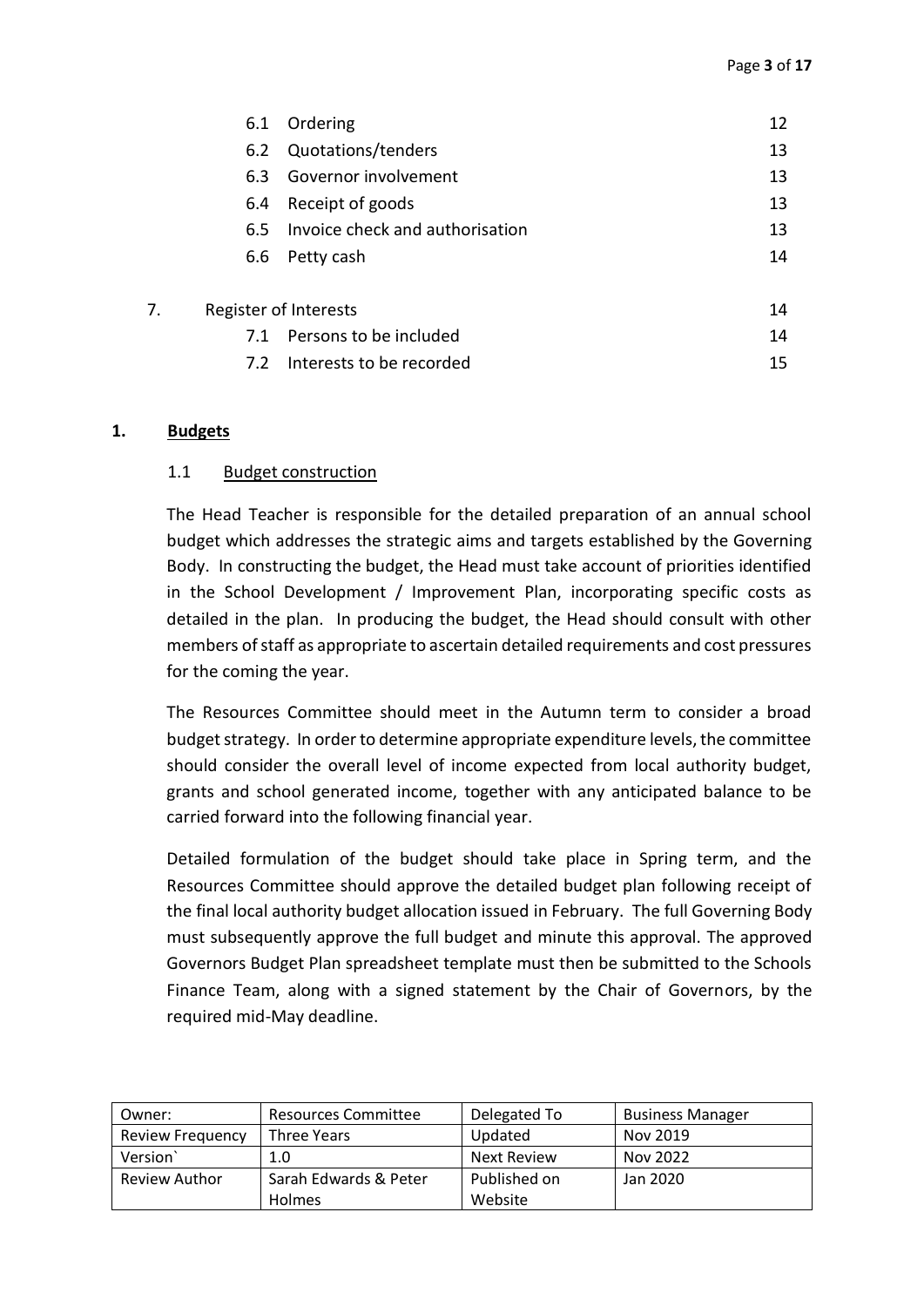| | | |
|---|---|---|
| 6.1 | Ordering | 12 |
| 6.2 | Quotations/tenders | 13 |
| 6.3 | Governor involvement | 13 |
| 6.4 | Receipt of goods | 13 |
| 6.5 | Invoice check and authorisation | 13 |
| 6.6 | Petty cash | 14 |
| 7. | Register of Interests | 14 |
| 7.1 | Persons to be included | 14 |
| 7.2 | Interests to be recorded | 15 |

## 1. Budgets

### 1.1 Budget construction

The Head Teacher is responsible for the detailed preparation of an annual school budget which addresses the strategic aims and targets established by the Governing Body. In constructing the budget, the Head must take account of priorities identified in the School Development / Improvement Plan, incorporating specific costs as detailed in the plan. In producing the budget, the Head should consult with other members of staff as appropriate to ascertain detailed requirements and cost pressures for the coming the year.

The Resources Committee should meet in the Autumn term to consider a broad budget strategy. In order to determine appropriate expenditure levels, the committee should consider the overall level of income expected from local authority budget, grants and school generated income, together with any anticipated balance to be carried forward into the following financial year.

Detailed formulation of the budget should take place in Spring term, and the Resources Committee should approve the detailed budget plan following receipt of the final local authority budget allocation issued in February. The full Governing Body must subsequently approve the full budget and minute this approval. The approved Governors Budget Plan spreadsheet template must then be submitted to the Schools Finance Team, along with a signed statement by the Chair of Governors, by the required mid-May deadline.

| Owner: | Resources Committee | Delegated To | Business Manager |
|---|---|---|---|
| Review Frequency | Three Years | Updated | Nov 2019 |
| Version` | 1.0 | Next Review | Nov 2022 |
| Review Author | Sarah Edwards & Peter Holmes | Published on Website | Jan 2020 |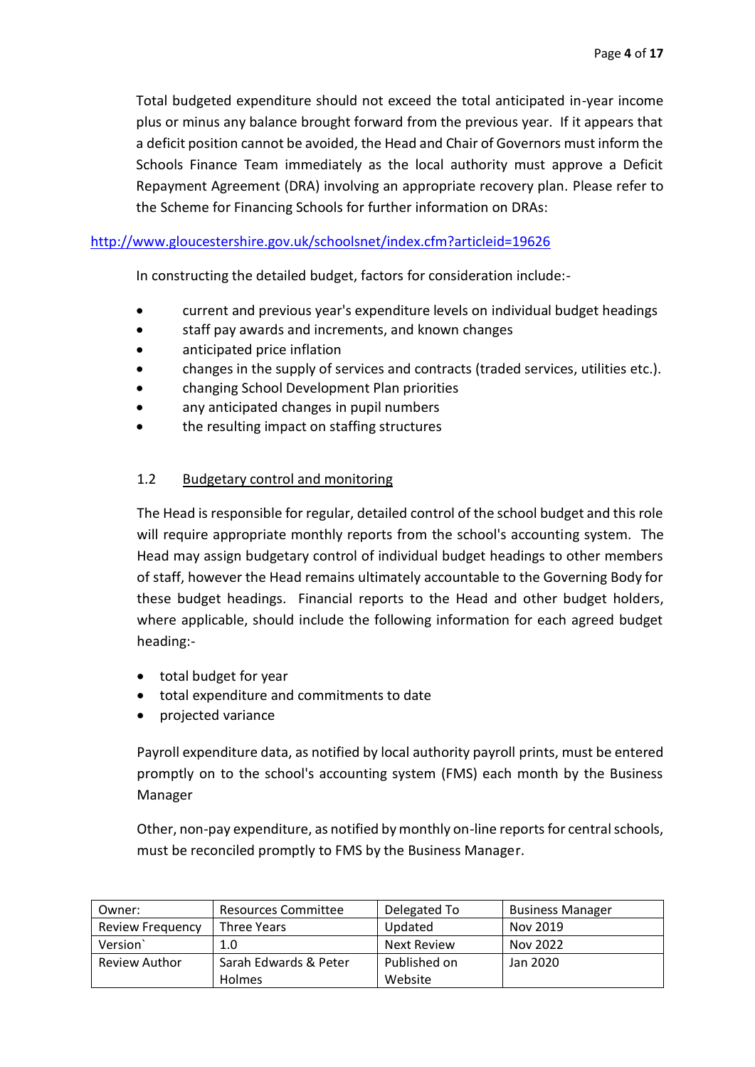Total budgeted expenditure should not exceed the total anticipated in-year income plus or minus any balance brought forward from the previous year. If it appears that a deficit position cannot be avoided, the Head and Chair of Governors must inform the Schools Finance Team immediately as the local authority must approve a Deficit Repayment Agreement (DRA) involving an appropriate recovery plan. Please refer to the Scheme for Financing Schools for further information on DRAs:

http://www.gloucestershire.gov.uk/schoolsnet/index.cfm?articleid=19626

In constructing the detailed budget, factors for consideration include:-

- current and previous year's expenditure levels on individual budget headings
- staff pay awards and increments, and known changes
- anticipated price inflation
- changes in the supply of services and contracts (traded services, utilities etc.).
- changing School Development Plan priorities
- any anticipated changes in pupil numbers
- the resulting impact on staffing structures

### 1.2 Budgetary control and monitoring

The Head is responsible for regular, detailed control of the school budget and this role will require appropriate monthly reports from the school's accounting system. The Head may assign budgetary control of individual budget headings to other members of staff, however the Head remains ultimately accountable to the Governing Body for these budget headings. Financial reports to the Head and other budget holders, where applicable, should include the following information for each agreed budget heading:-

- total budget for year
- total expenditure and commitments to date
- projected variance

Payroll expenditure data, as notified by local authority payroll prints, must be entered promptly on to the school's accounting system (FMS) each month by the Business Manager

Other, non-pay expenditure, as notified by monthly on-line reports for central schools, must be reconciled promptly to FMS by the Business Manager.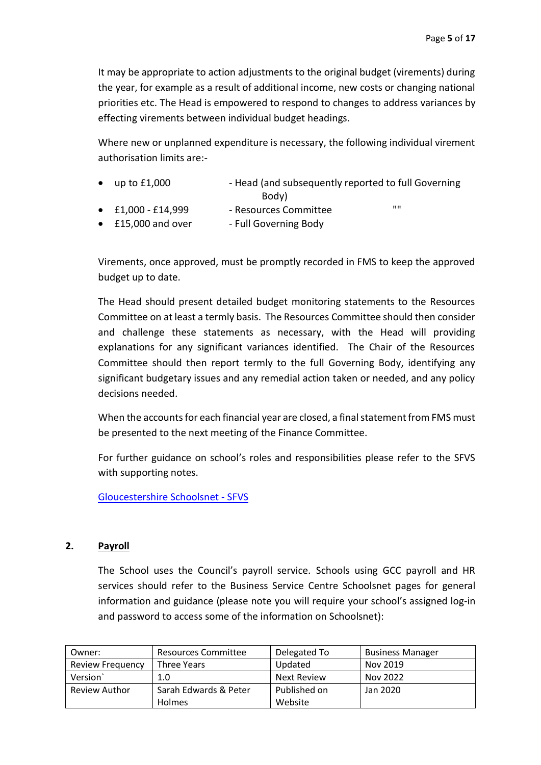It may be appropriate to action adjustments to the original budget (virements) during the year, for example as a result of additional income, new costs or changing national priorities etc. The Head is empowered to respond to changes to address variances by effecting virements between individual budget headings.

Where new or unplanned expenditure is necessary, the following individual virement authorisation limits are:-

- up to £1,000 - Head (and subsequently reported to full Governing Body)
- £1,000 - £14,999 - Resources Committee ""
- £15,000 and over - Full Governing Body

Virements, once approved, must be promptly recorded in FMS to keep the approved budget up to date.

The Head should present detailed budget monitoring statements to the Resources Committee on at least a termly basis. The Resources Committee should then consider and challenge these statements as necessary, with the Head will providing explanations for any significant variances identified. The Chair of the Resources Committee should then report termly to the full Governing Body, identifying any significant budgetary issues and any remedial action taken or needed, and any policy decisions needed.

When the accounts for each financial year are closed, a final statement from FMS must be presented to the next meeting of the Finance Committee.

For further guidance on school's roles and responsibilities please refer to the SFVS with supporting notes.

[Gloucestershire Schoolsnet - SFVS]

## 2. Payroll

The School uses the Council's payroll service. Schools using GCC payroll and HR services should refer to the Business Service Centre Schoolsnet pages for general information and guidance (please note you will require your school's assigned log-in and password to access some of the information on Schoolsnet):

| Owner: | Resources Committee | Delegated To | Business Manager |
|---|---|---|---|
| Review Frequency | Three Years | Updated | Nov 2019 |
| Version` | 1.0 | Next Review | Nov 2022 |
| Review Author | Sarah Edwards & Peter Holmes | Published on Website | Jan 2020 |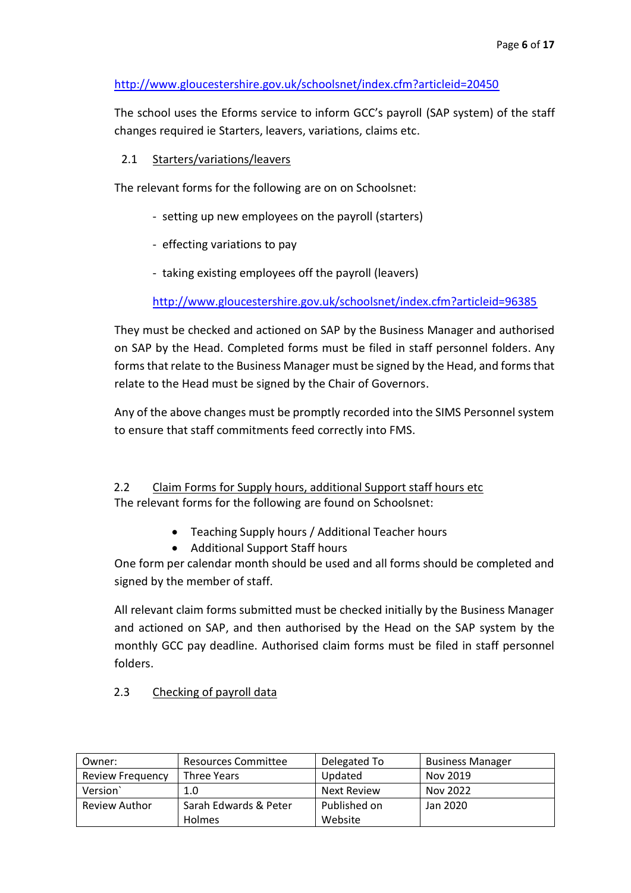http://www.gloucestershire.gov.uk/schoolsnet/index.cfm?articleid=20450

The school uses the Eforms service to inform GCC's payroll (SAP system) of the staff changes required ie Starters, leavers, variations, claims etc.

### 2.1 Starters/variations/leavers

The relevant forms for the following are on on Schoolsnet:

- setting up new employees on the payroll (starters)
- effecting variations to pay
- taking existing employees off the payroll (leavers)

  http://www.gloucestershire.gov.uk/schoolsnet/index.cfm?articleid=96385

They must be checked and actioned on SAP by the Business Manager and authorised on SAP by the Head. Completed forms must be filed in staff personnel folders. Any forms that relate to the Business Manager must be signed by the Head, and forms that relate to the Head must be signed by the Chair of Governors.

Any of the above changes must be promptly recorded into the SIMS Personnel system to ensure that staff commitments feed correctly into FMS.

### 2.2 Claim Forms for Supply hours, additional Support staff hours etc

The relevant forms for the following are found on Schoolsnet:

- Teaching Supply hours / Additional Teacher hours
- Additional Support Staff hours

One form per calendar month should be used and all forms should be completed and signed by the member of staff.

All relevant claim forms submitted must be checked initially by the Business Manager and actioned on SAP, and then authorised by the Head on the SAP system by the monthly GCC pay deadline. Authorised claim forms must be filed in staff personnel folders.

### 2.3 Checking of payroll data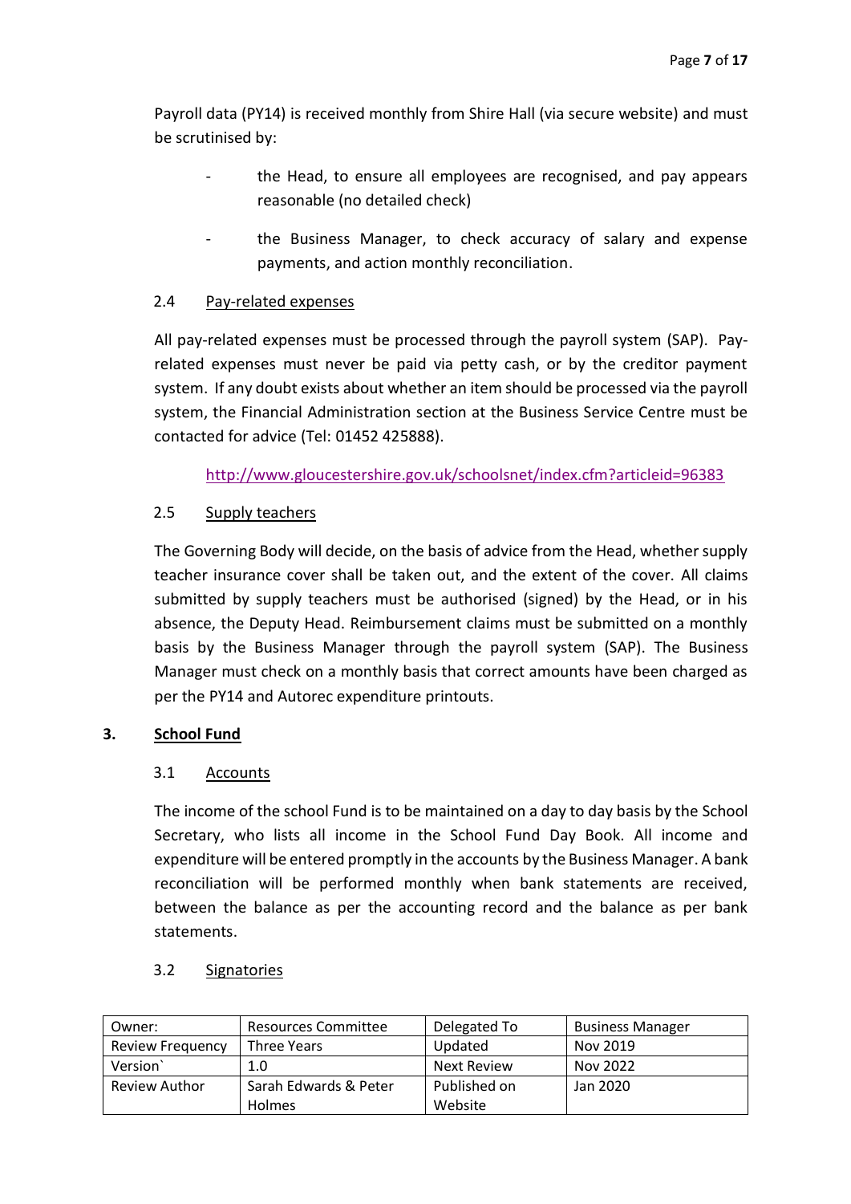Payroll data (PY14) is received monthly from Shire Hall (via secure website) and must be scrutinised by:

- the Head, to ensure all employees are recognised, and pay appears reasonable (no detailed check)
- the Business Manager, to check accuracy of salary and expense payments, and action monthly reconciliation.

### 2.4 Pay-related expenses

All pay-related expenses must be processed through the payroll system (SAP). Pay-related expenses must never be paid via petty cash, or by the creditor payment system. If any doubt exists about whether an item should be processed via the payroll system, the Financial Administration section at the Business Service Centre must be contacted for advice (Tel: 01452 425888).

http://www.gloucestershire.gov.uk/schoolsnet/index.cfm?articleid=96383

### 2.5 Supply teachers

The Governing Body will decide, on the basis of advice from the Head, whether supply teacher insurance cover shall be taken out, and the extent of the cover. All claims submitted by supply teachers must be authorised (signed) by the Head, or in his absence, the Deputy Head. Reimbursement claims must be submitted on a monthly basis by the Business Manager through the payroll system (SAP). The Business Manager must check on a monthly basis that correct amounts have been charged as per the PY14 and Autorec expenditure printouts.

## 3. School Fund

### 3.1 Accounts

The income of the school Fund is to be maintained on a day to day basis by the School Secretary, who lists all income in the School Fund Day Book. All income and expenditure will be entered promptly in the accounts by the Business Manager. A bank reconciliation will be performed monthly when bank statements are received, between the balance as per the accounting record and the balance as per bank statements.

### 3.2 Signatories

| Owner: | Resources Committee | Delegated To | Business Manager |
|---|---|---|---|
| Review Frequency | Three Years | Updated | Nov 2019 |
| Version` | 1.0 | Next Review | Nov 2022 |
| Review Author | Sarah Edwards & Peter Holmes | Published on Website | Jan 2020 |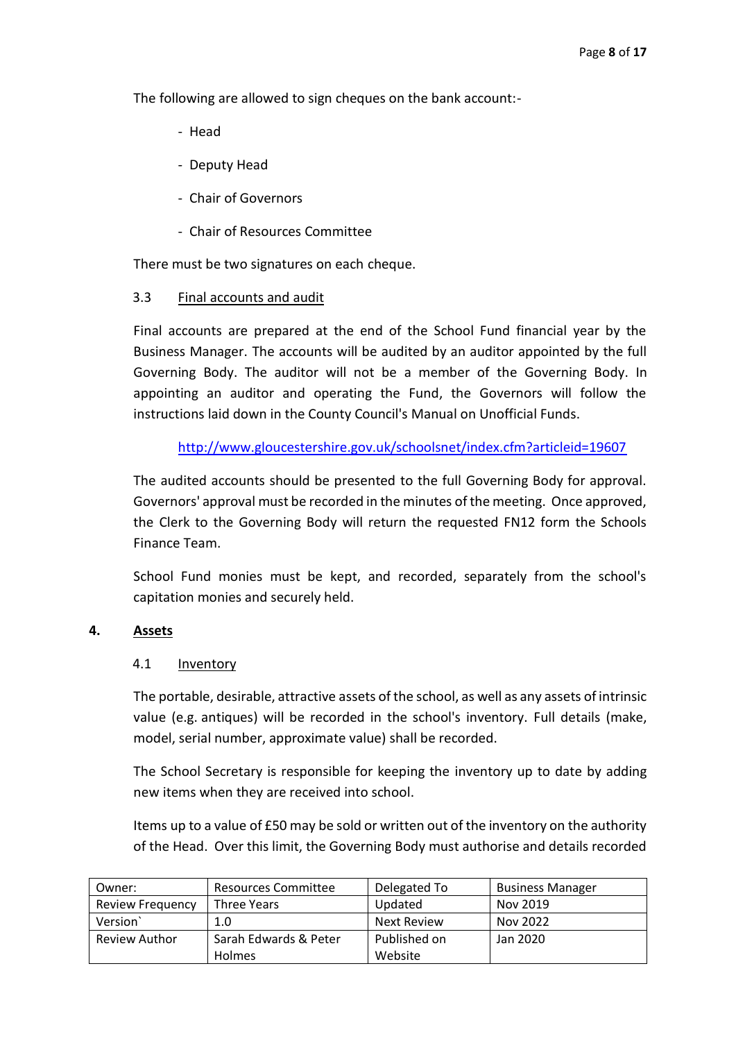The following are allowed to sign cheques on the bank account:-

- Head
- Deputy Head
- Chair of Governors
- Chair of Resources Committee

There must be two signatures on each cheque.

### 3.3 Final accounts and audit

Final accounts are prepared at the end of the School Fund financial year by the Business Manager. The accounts will be audited by an auditor appointed by the full Governing Body. The auditor will not be a member of the Governing Body. In appointing an auditor and operating the Fund, the Governors will follow the instructions laid down in the County Council's Manual on Unofficial Funds.

http://www.gloucestershire.gov.uk/schoolsnet/index.cfm?articleid=19607

The audited accounts should be presented to the full Governing Body for approval. Governors' approval must be recorded in the minutes of the meeting. Once approved, the Clerk to the Governing Body will return the requested FN12 form the Schools Finance Team.

School Fund monies must be kept, and recorded, separately from the school's capitation monies and securely held.

## 4. Assets

### 4.1 Inventory

The portable, desirable, attractive assets of the school, as well as any assets of intrinsic value (e.g. antiques) will be recorded in the school's inventory. Full details (make, model, serial number, approximate value) shall be recorded.

The School Secretary is responsible for keeping the inventory up to date by adding new items when they are received into school.

Items up to a value of £50 may be sold or written out of the inventory on the authority of the Head. Over this limit, the Governing Body must authorise and details recorded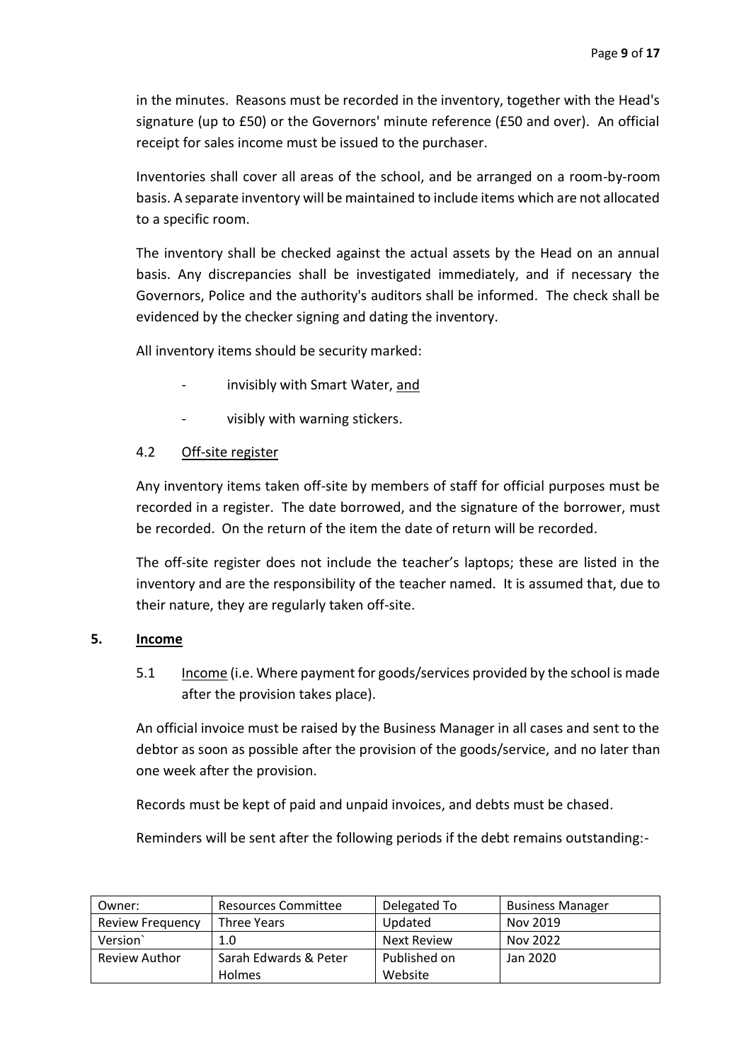in the minutes. Reasons must be recorded in the inventory, together with the Head's signature (up to £50) or the Governors' minute reference (£50 and over). An official receipt for sales income must be issued to the purchaser.

Inventories shall cover all areas of the school, and be arranged on a room-by-room basis. A separate inventory will be maintained to include items which are not allocated to a specific room.

The inventory shall be checked against the actual assets by the Head on an annual basis. Any discrepancies shall be investigated immediately, and if necessary the Governors, Police and the authority's auditors shall be informed. The check shall be evidenced by the checker signing and dating the inventory.

All inventory items should be security marked:

- invisibly with Smart Water, and
- visibly with warning stickers.

### 4.2 Off-site register

Any inventory items taken off-site by members of staff for official purposes must be recorded in a register. The date borrowed, and the signature of the borrower, must be recorded. On the return of the item the date of return will be recorded.

The off-site register does not include the teacher's laptops; these are listed in the inventory and are the responsibility of the teacher named. It is assumed that, due to their nature, they are regularly taken off-site.

## 5. Income

5.1 Income (i.e. Where payment for goods/services provided by the school is made after the provision takes place).

An official invoice must be raised by the Business Manager in all cases and sent to the debtor as soon as possible after the provision of the goods/service, and no later than one week after the provision.

Records must be kept of paid and unpaid invoices, and debts must be chased.

Reminders will be sent after the following periods if the debt remains outstanding:-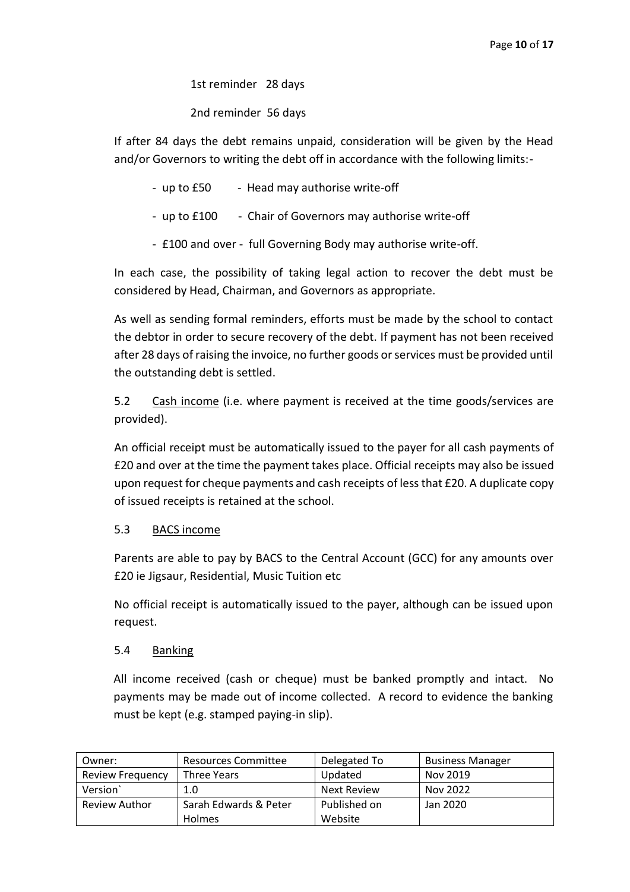1st reminder 28 days

2nd reminder 56 days

If after 84 days the debt remains unpaid, consideration will be given by the Head and/or Governors to writing the debt off in accordance with the following limits:-

- up to £50 - Head may authorise write-off
- up to £100 - Chair of Governors may authorise write-off
- £100 and over - full Governing Body may authorise write-off.

In each case, the possibility of taking legal action to recover the debt must be considered by Head, Chairman, and Governors as appropriate.

As well as sending formal reminders, efforts must be made by the school to contact the debtor in order to secure recovery of the debt. If payment has not been received after 28 days of raising the invoice, no further goods or services must be provided until the outstanding debt is settled.

5.2 <u>Cash income</u> (i.e. where payment is received at the time goods/services are provided).

An official receipt must be automatically issued to the payer for all cash payments of £20 and over at the time the payment takes place. Official receipts may also be issued upon request for cheque payments and cash receipts of less that £20. A duplicate copy of issued receipts is retained at the school.

5.3 <u>BACS income</u>

Parents are able to pay by BACS to the Central Account (GCC) for any amounts over £20 ie Jigsaur, Residential, Music Tuition etc

No official receipt is automatically issued to the payer, although can be issued upon request.

5.4 <u>Banking</u>

All income received (cash or cheque) must be banked promptly and intact. No payments may be made out of income collected. A record to evidence the banking must be kept (e.g. stamped paying-in slip).

| Owner: | Resources Committee | Delegated To | Business Manager |
|---|---|---|---|
| Review Frequency | Three Years | Updated | Nov 2019 |
| Version` | 1.0 | Next Review | Nov 2022 |
| Review Author | Sarah Edwards & Peter Holmes | Published on Website | Jan 2020 |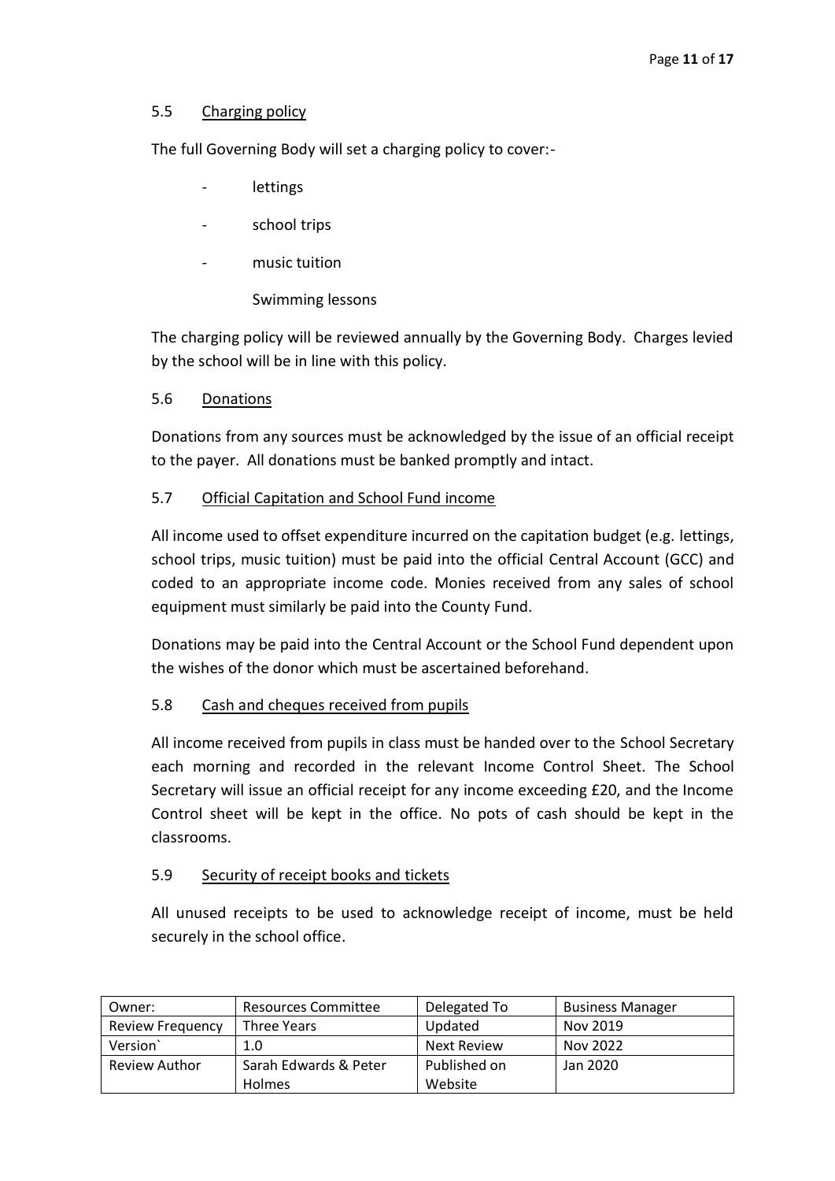### 5.5 Charging policy

The full Governing Body will set a charging policy to cover:-

- lettings
- school trips
- music tuition
- Swimming lessons

The charging policy will be reviewed annually by the Governing Body. Charges levied by the school will be in line with this policy.

### 5.6 Donations

Donations from any sources must be acknowledged by the issue of an official receipt to the payer. All donations must be banked promptly and intact.

### 5.7 Official Capitation and School Fund income

All income used to offset expenditure incurred on the capitation budget (e.g. lettings, school trips, music tuition) must be paid into the official Central Account (GCC) and coded to an appropriate income code. Monies received from any sales of school equipment must similarly be paid into the County Fund.

Donations may be paid into the Central Account or the School Fund dependent upon the wishes of the donor which must be ascertained beforehand.

### 5.8 Cash and cheques received from pupils

All income received from pupils in class must be handed over to the School Secretary each morning and recorded in the relevant Income Control Sheet. The School Secretary will issue an official receipt for any income exceeding £20, and the Income Control sheet will be kept in the office. No pots of cash should be kept in the classrooms.

### 5.9 Security of receipt books and tickets

All unused receipts to be used to acknowledge receipt of income, must be held securely in the school office.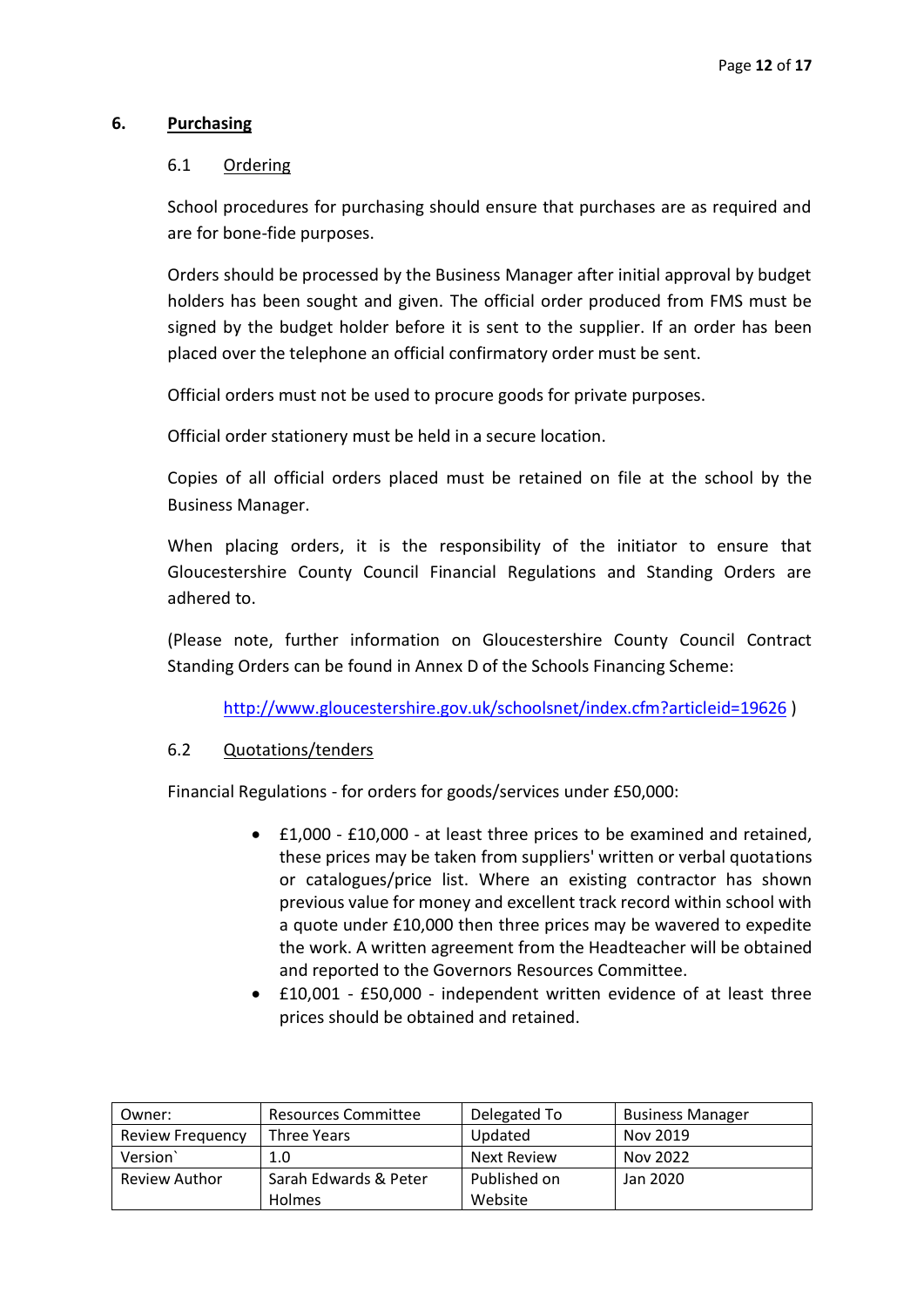## 6. Purchasing

### 6.1 Ordering

School procedures for purchasing should ensure that purchases are as required and are for bone-fide purposes.

Orders should be processed by the Business Manager after initial approval by budget holders has been sought and given. The official order produced from FMS must be signed by the budget holder before it is sent to the supplier. If an order has been placed over the telephone an official confirmatory order must be sent.

Official orders must not be used to procure goods for private purposes.

Official order stationery must be held in a secure location.

Copies of all official orders placed must be retained on file at the school by the Business Manager.

When placing orders, it is the responsibility of the initiator to ensure that Gloucestershire County Council Financial Regulations and Standing Orders are adhered to.

(Please note, further information on Gloucestershire County Council Contract Standing Orders can be found in Annex D of the Schools Financing Scheme:

http://www.gloucestershire.gov.uk/schoolsnet/index.cfm?articleid=19626 )

### 6.2 Quotations/tenders

Financial Regulations - for orders for goods/services under £50,000:

- £1,000 - £10,000 - at least three prices to be examined and retained, these prices may be taken from suppliers' written or verbal quotations or catalogues/price list. Where an existing contractor has shown previous value for money and excellent track record within school with a quote under £10,000 then three prices may be wavered to expedite the work. A written agreement from the Headteacher will be obtained and reported to the Governors Resources Committee.
- £10,001 - £50,000 - independent written evidence of at least three prices should be obtained and retained.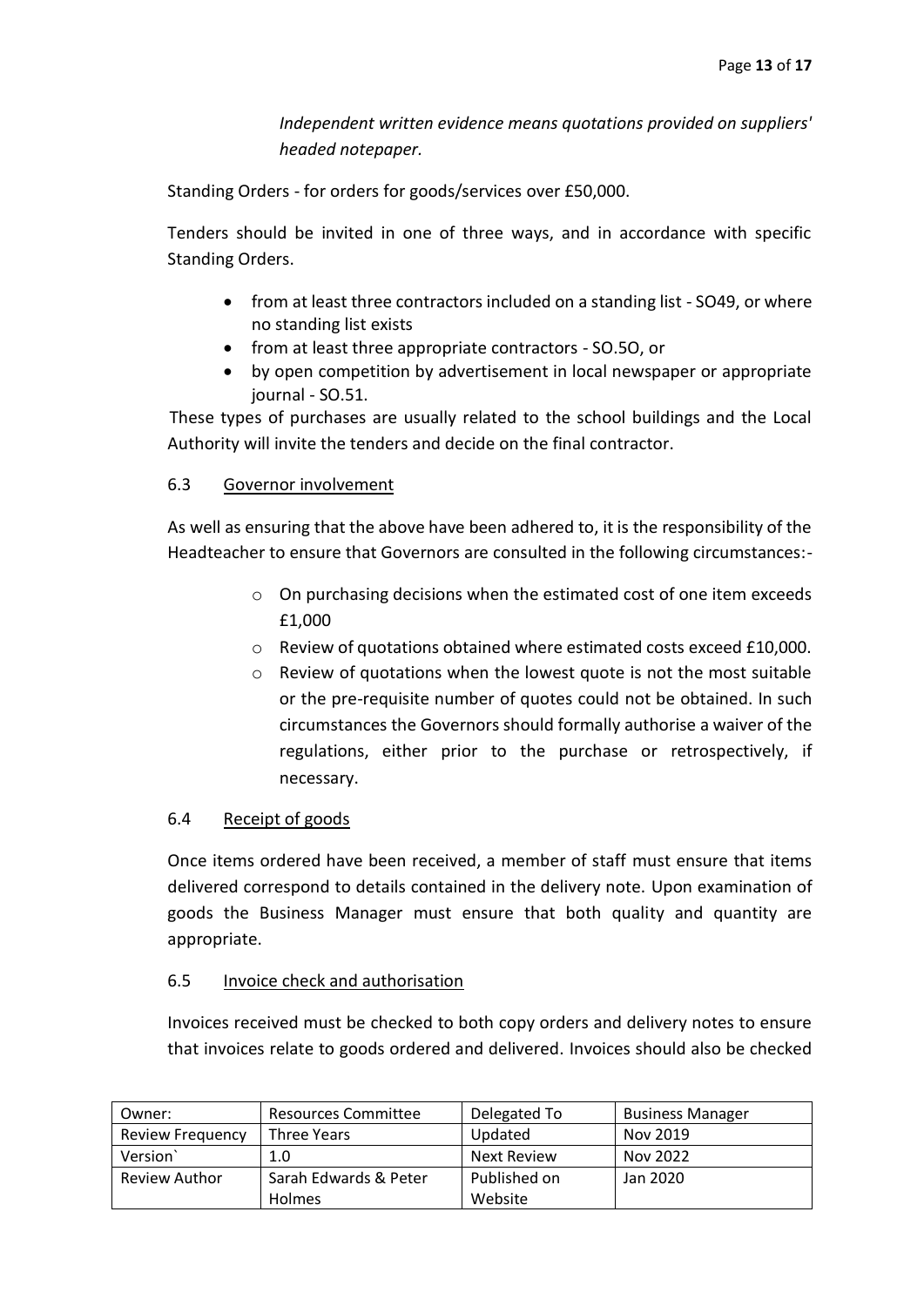*Independent written evidence means quotations provided on suppliers' headed notepaper.*

Standing Orders - for orders for goods/services over £50,000.

Tenders should be invited in one of three ways, and in accordance with specific Standing Orders.

- from at least three contractors included on a standing list - SO49, or where no standing list exists
- from at least three appropriate contractors - SO.5O, or
- by open competition by advertisement in local newspaper or appropriate journal - SO.51.

These types of purchases are usually related to the school buildings and the Local Authority will invite the tenders and decide on the final contractor.

### 6.3 Governor involvement

As well as ensuring that the above have been adhered to, it is the responsibility of the Headteacher to ensure that Governors are consulted in the following circumstances:-

- On purchasing decisions when the estimated cost of one item exceeds £1,000
- Review of quotations obtained where estimated costs exceed £10,000.
- Review of quotations when the lowest quote is not the most suitable or the pre-requisite number of quotes could not be obtained. In such circumstances the Governors should formally authorise a waiver of the regulations, either prior to the purchase or retrospectively, if necessary.

### 6.4 Receipt of goods

Once items ordered have been received, a member of staff must ensure that items delivered correspond to details contained in the delivery note. Upon examination of goods the Business Manager must ensure that both quality and quantity are appropriate.

### 6.5 Invoice check and authorisation

Invoices received must be checked to both copy orders and delivery notes to ensure that invoices relate to goods ordered and delivered. Invoices should also be checked

| Owner: | Resources Committee | Delegated To | Business Manager |
|---|---|---|---|
| Review Frequency | Three Years | Updated | Nov 2019 |
| Version` | 1.0 | Next Review | Nov 2022 |
| Review Author | Sarah Edwards & Peter Holmes | Published on Website | Jan 2020 |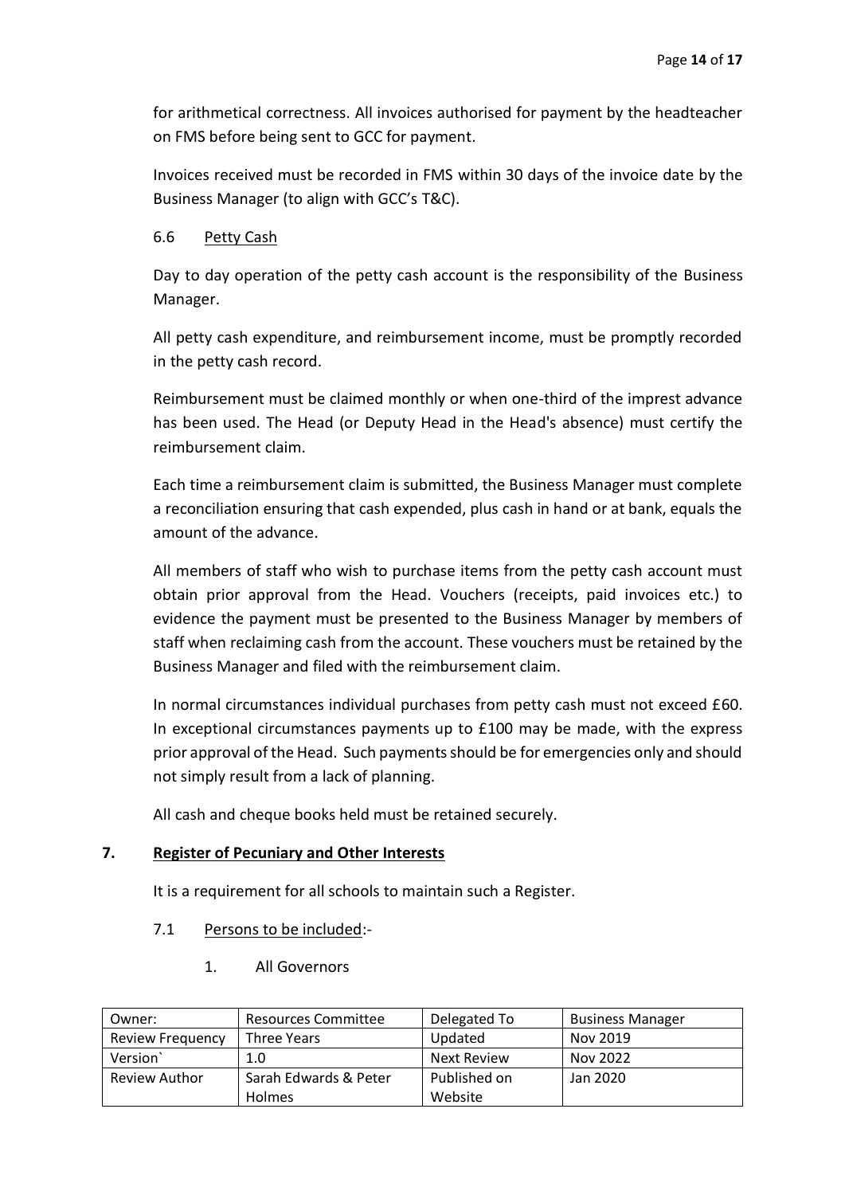for arithmetical correctness. All invoices authorised for payment by the headteacher on FMS before being sent to GCC for payment.

Invoices received must be recorded in FMS within 30 days of the invoice date by the Business Manager (to align with GCC's T&C).

### 6.6 Petty Cash

Day to day operation of the petty cash account is the responsibility of the Business Manager.

All petty cash expenditure, and reimbursement income, must be promptly recorded in the petty cash record.

Reimbursement must be claimed monthly or when one-third of the imprest advance has been used. The Head (or Deputy Head in the Head's absence) must certify the reimbursement claim.

Each time a reimbursement claim is submitted, the Business Manager must complete a reconciliation ensuring that cash expended, plus cash in hand or at bank, equals the amount of the advance.

All members of staff who wish to purchase items from the petty cash account must obtain prior approval from the Head. Vouchers (receipts, paid invoices etc.) to evidence the payment must be presented to the Business Manager by members of staff when reclaiming cash from the account. These vouchers must be retained by the Business Manager and filed with the reimbursement claim.

In normal circumstances individual purchases from petty cash must not exceed £60. In exceptional circumstances payments up to £100 may be made, with the express prior approval of the Head. Such payments should be for emergencies only and should not simply result from a lack of planning.

All cash and cheque books held must be retained securely.

## 7. Register of Pecuniary and Other Interests

It is a requirement for all schools to maintain such a Register.

### 7.1 Persons to be included:-

1. All Governors

| Owner: | Resources Committee | Delegated To | Business Manager |
|---|---|---|---|
| Review Frequency | Three Years | Updated | Nov 2019 |
| Version` | 1.0 | Next Review | Nov 2022 |
| Review Author | Sarah Edwards & Peter Holmes | Published on Website | Jan 2020 |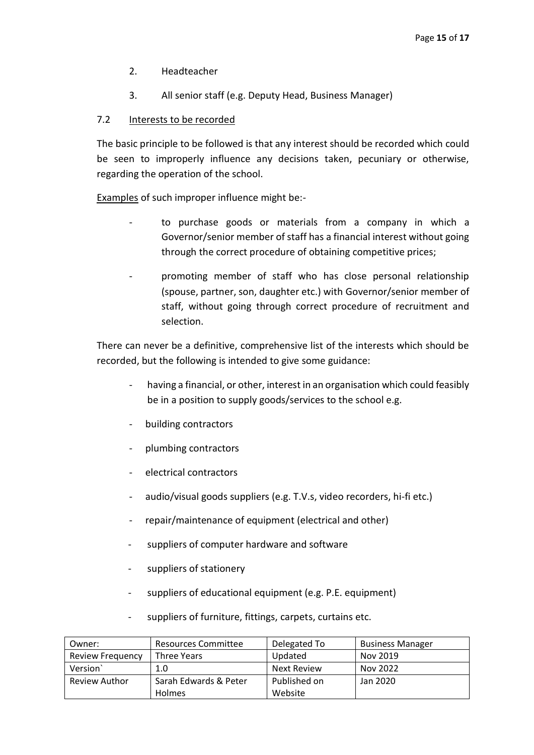2. Headteacher

3. All senior staff (e.g. Deputy Head, Business Manager)

### 7.2 Interests to be recorded

The basic principle to be followed is that any interest should be recorded which could be seen to improperly influence any decisions taken, pecuniary or otherwise, regarding the operation of the school.

Examples of such improper influence might be:-

- to purchase goods or materials from a company in which a Governor/senior member of staff has a financial interest without going through the correct procedure of obtaining competitive prices;

- promoting member of staff who has close personal relationship (spouse, partner, son, daughter etc.) with Governor/senior member of staff, without going through correct procedure of recruitment and selection.

There can never be a definitive, comprehensive list of the interests which should be recorded, but the following is intended to give some guidance:

- having a financial, or other, interest in an organisation which could feasibly be in a position to supply goods/services to the school e.g.
- building contractors
- plumbing contractors
- electrical contractors
- audio/visual goods suppliers (e.g. T.V.s, video recorders, hi-fi etc.)
- repair/maintenance of equipment (electrical and other)
- suppliers of computer hardware and software
- suppliers of stationery
- suppliers of educational equipment (e.g. P.E. equipment)
- suppliers of furniture, fittings, carpets, curtains etc.

| Owner: | Resources Committee | Delegated To | Business Manager |
|---|---|---|---|
| Review Frequency | Three Years | Updated | Nov 2019 |
| Version` | 1.0 | Next Review | Nov 2022 |
| Review Author | Sarah Edwards & Peter Holmes | Published on Website | Jan 2020 |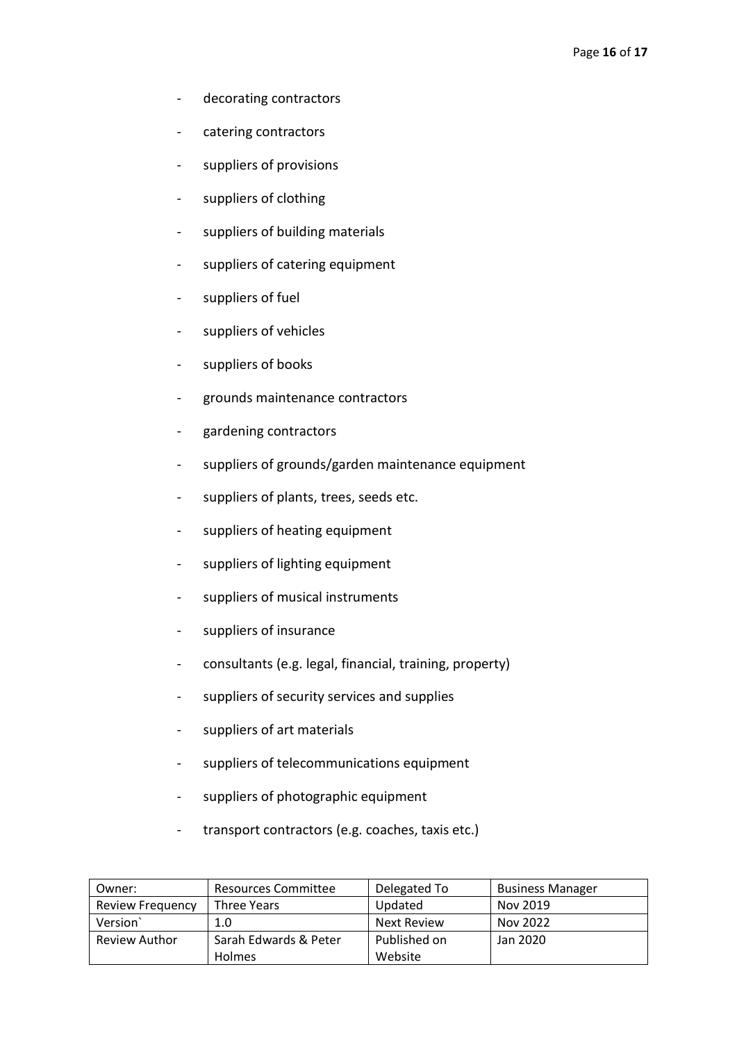- decorating contractors
- catering contractors
- suppliers of provisions
- suppliers of clothing
- suppliers of building materials
- suppliers of catering equipment
- suppliers of fuel
- suppliers of vehicles
- suppliers of books
- grounds maintenance contractors
- gardening contractors
- suppliers of grounds/garden maintenance equipment
- suppliers of plants, trees, seeds etc.
- suppliers of heating equipment
- suppliers of lighting equipment
- suppliers of musical instruments
- suppliers of insurance
- consultants (e.g. legal, financial, training, property)
- suppliers of security services and supplies
- suppliers of art materials
- suppliers of telecommunications equipment
- suppliers of photographic equipment
- transport contractors (e.g. coaches, taxis etc.)

| Owner: | Resources Committee | Delegated To | Business Manager |
|---|---|---|---|
| Review Frequency | Three Years | Updated | Nov 2019 |
| Version` | 1.0 | Next Review | Nov 2022 |
| Review Author | Sarah Edwards & Peter Holmes | Published on Website | Jan 2020 |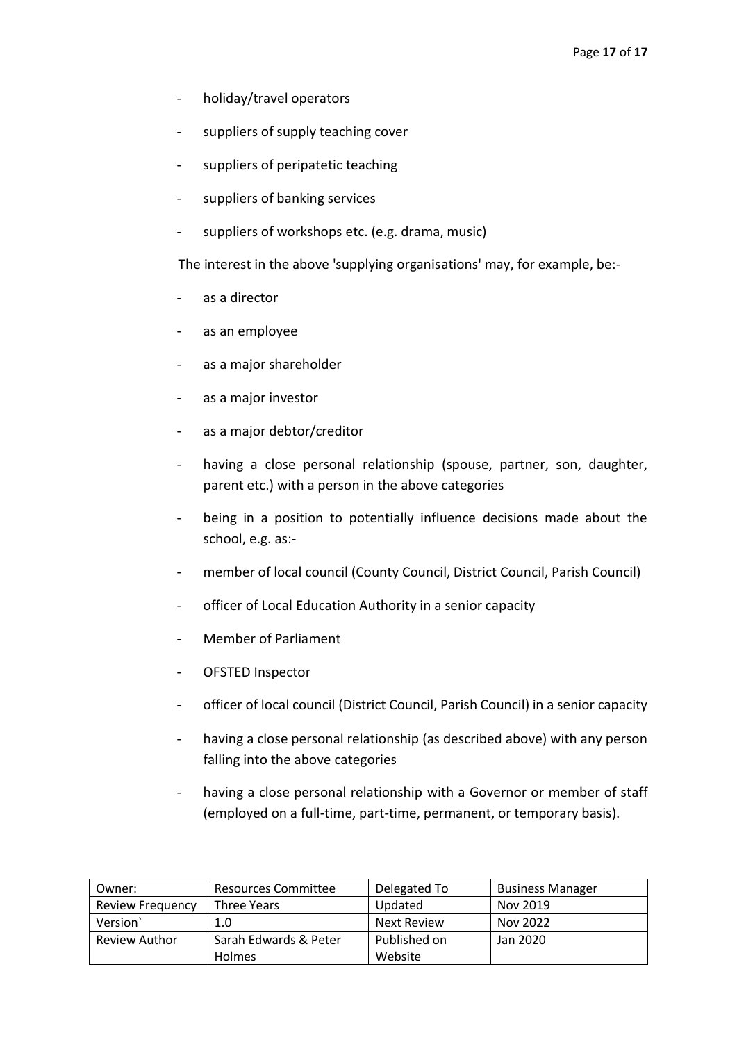- holiday/travel operators
- suppliers of supply teaching cover
- suppliers of peripatetic teaching
- suppliers of banking services
- suppliers of workshops etc. (e.g. drama, music)

The interest in the above 'supplying organisations' may, for example, be:-

- as a director
- as an employee
- as a major shareholder
- as a major investor
- as a major debtor/creditor
- having a close personal relationship (spouse, partner, son, daughter, parent etc.) with a person in the above categories
- being in a position to potentially influence decisions made about the school, e.g. as:-
- member of local council (County Council, District Council, Parish Council)
- officer of Local Education Authority in a senior capacity
- Member of Parliament
- OFSTED Inspector
- officer of local council (District Council, Parish Council) in a senior capacity
- having a close personal relationship (as described above) with any person falling into the above categories
- having a close personal relationship with a Governor or member of staff (employed on a full-time, part-time, permanent, or temporary basis).

| | | | |
|---|---|---|---|
| Owner: | Resources Committee | Delegated To | Business Manager |
| Review Frequency | Three Years | Updated | Nov 2019 |
| Version` | 1.0 | Next Review | Nov 2022 |
| Review Author | Sarah Edwards & Peter Holmes | Published on Website | Jan 2020 |